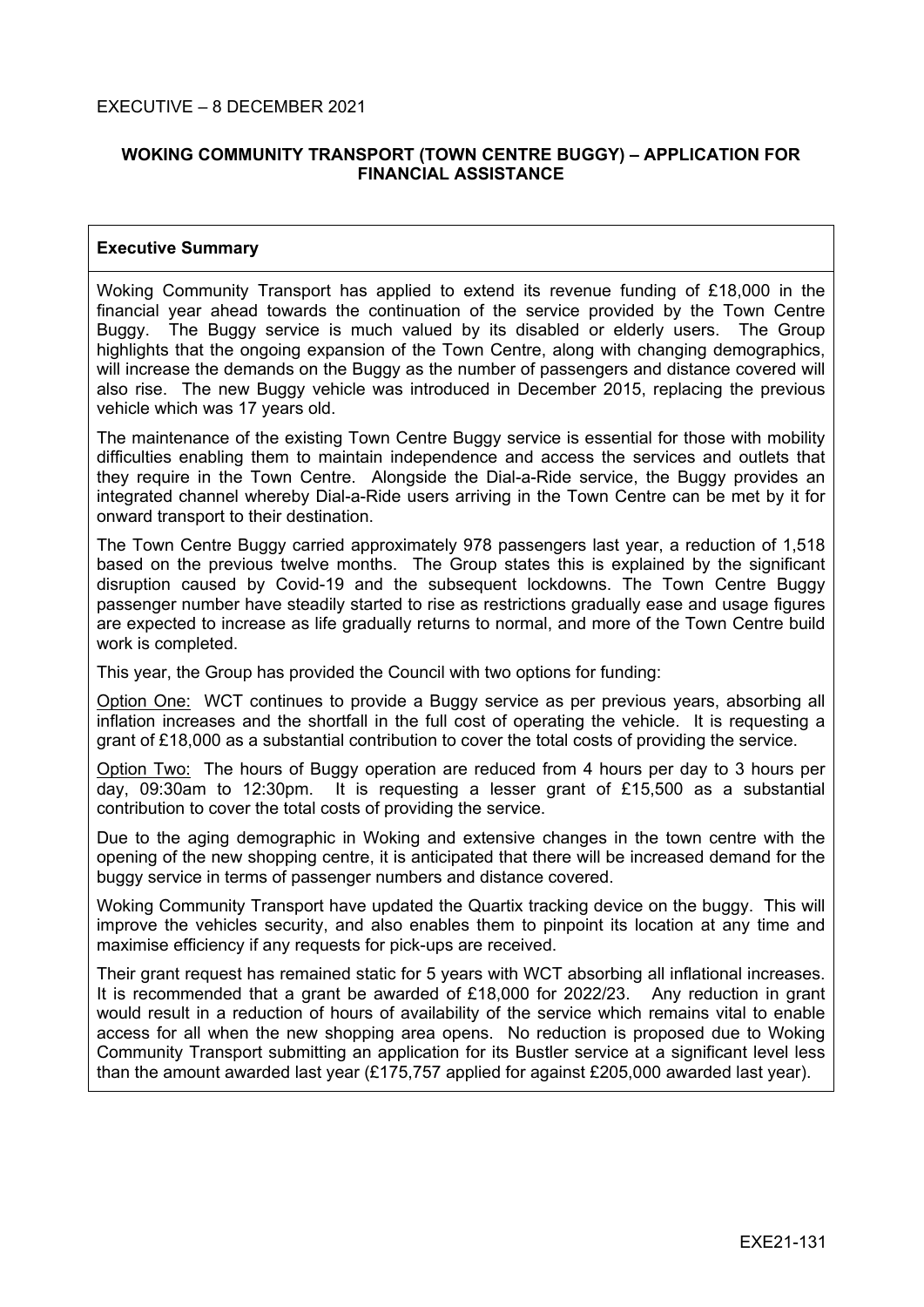EXECUTIVE – 8 DECEMBER 2021

## WOKING COMMUNITY TRANSPORT (TOWN CENTRE BUGGY) – APPLICATION FOR FINANCIAL ASSISTANCE

### Executive Summary

Woking Community Transport has applied to extend its revenue funding of £18,000 in the financial year ahead towards the continuation of the service provided by the Town Centre Buggy. The Buggy service is much valued by its disabled or elderly users. The Group highlights that the ongoing expansion of the Town Centre, along with changing demographics, will increase the demands on the Buggy as the number of passengers and distance covered will also rise. The new Buggy vehicle was introduced in December 2015, replacing the previous vehicle which was 17 years old.

The maintenance of the existing Town Centre Buggy service is essential for those with mobility difficulties enabling them to maintain independence and access the services and outlets that they require in the Town Centre. Alongside the Dial-a-Ride service, the Buggy provides an integrated channel whereby Dial-a-Ride users arriving in the Town Centre can be met by it for onward transport to their destination.

The Town Centre Buggy carried approximately 978 passengers last year, a reduction of 1,518 based on the previous twelve months. The Group states this is explained by the significant disruption caused by Covid-19 and the subsequent lockdowns. The Town Centre Buggy passenger number have steadily started to rise as restrictions gradually ease and usage figures are expected to increase as life gradually returns to normal, and more of the Town Centre build work is completed.

This year, the Group has provided the Council with two options for funding:

Option One: WCT continues to provide a Buggy service as per previous years, absorbing all inflation increases and the shortfall in the full cost of operating the vehicle. It is requesting a grant of £18,000 as a substantial contribution to cover the total costs of providing the service.

Option Two: The hours of Buggy operation are reduced from 4 hours per day to 3 hours per day, 09:30am to 12:30pm. It is requesting a lesser grant of £15,500 as a substantial contribution to cover the total costs of providing the service.

Due to the aging demographic in Woking and extensive changes in the town centre with the opening of the new shopping centre, it is anticipated that there will be increased demand for the buggy service in terms of passenger numbers and distance covered.

Woking Community Transport have updated the Quartix tracking device on the buggy. This will improve the vehicles security, and also enables them to pinpoint its location at any time and maximise efficiency if any requests for pick-ups are received.

Their grant request has remained static for 5 years with WCT absorbing all inflational increases. It is recommended that a grant be awarded of £18,000 for 2022/23. Any reduction in grant would result in a reduction of hours of availability of the service which remains vital to enable access for all when the new shopping area opens. No reduction is proposed due to Woking Community Transport submitting an application for its Bustler service at a significant level less than the amount awarded last year (£175,757 applied for against £205,000 awarded last year).

EXE21-131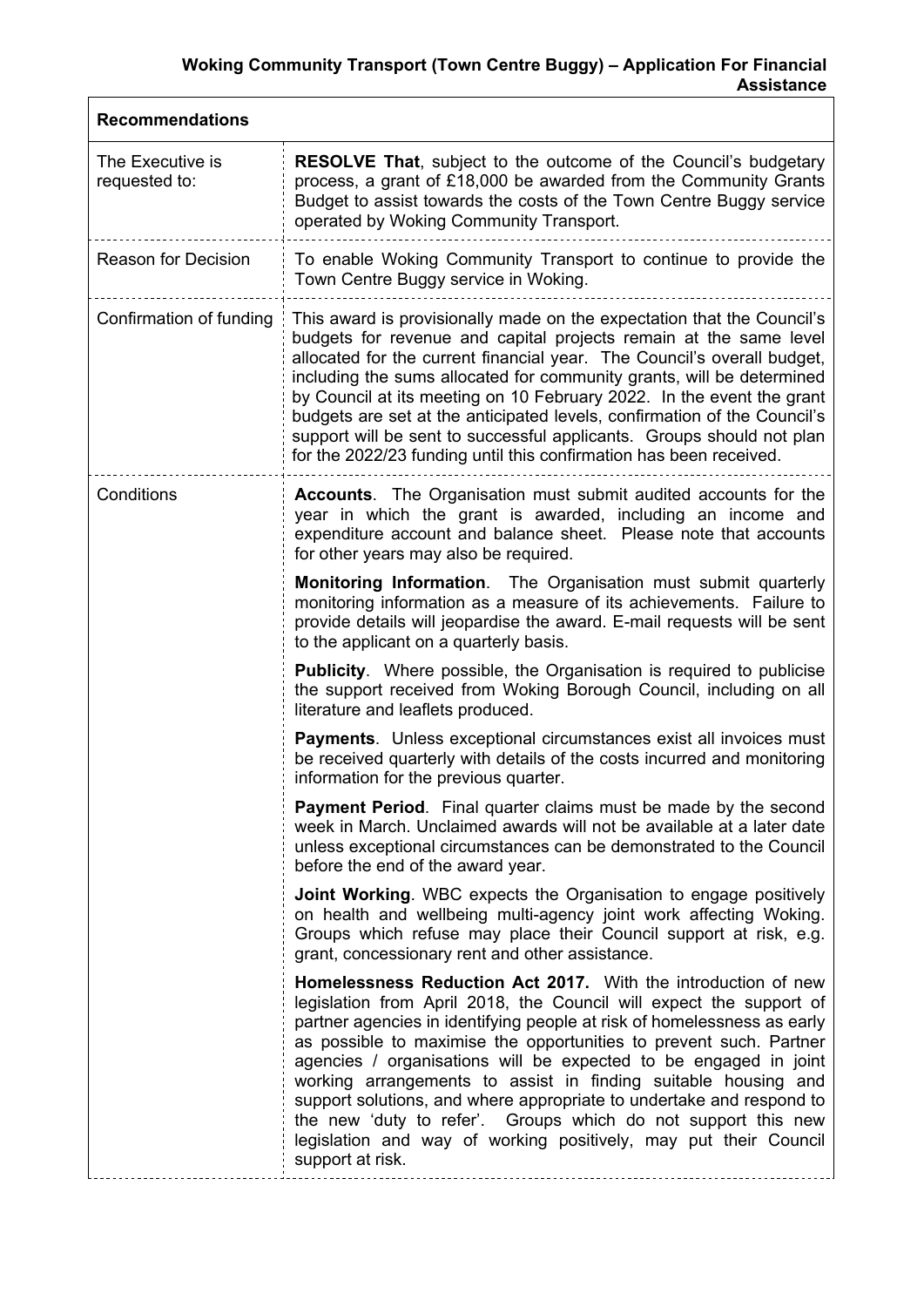**Woking Community Transport (Town Centre Buggy) – Application For Financial Assistance**

| **Recommendations** | |
|---|---|
| The Executive is requested to: | **RESOLVE That**, subject to the outcome of the Council's budgetary process, a grant of £18,000 be awarded from the Community Grants Budget to assist towards the costs of the Town Centre Buggy service operated by Woking Community Transport. |
| Reason for Decision | To enable Woking Community Transport to continue to provide the Town Centre Buggy service in Woking. |
| Confirmation of funding | This award is provisionally made on the expectation that the Council's budgets for revenue and capital projects remain at the same level allocated for the current financial year. The Council's overall budget, including the sums allocated for community grants, will be determined by Council at its meeting on 10 February 2022. In the event the grant budgets are set at the anticipated levels, confirmation of the Council's support will be sent to successful applicants. Groups should not plan for the 2022/23 funding until this confirmation has been received. |
| Conditions | **Accounts**. The Organisation must submit audited accounts for the year in which the grant is awarded, including an income and expenditure account and balance sheet. Please note that accounts for other years may also be required.<br><br>**Monitoring Information**. The Organisation must submit quarterly monitoring information as a measure of its achievements. Failure to provide details will jeopardise the award. E-mail requests will be sent to the applicant on a quarterly basis.<br><br>**Publicity**. Where possible, the Organisation is required to publicise the support received from Woking Borough Council, including on all literature and leaflets produced.<br><br>**Payments**. Unless exceptional circumstances exist all invoices must be received quarterly with details of the costs incurred and monitoring information for the previous quarter.<br><br>**Payment Period**. Final quarter claims must be made by the second week in March. Unclaimed awards will not be available at a later date unless exceptional circumstances can be demonstrated to the Council before the end of the award year.<br><br>**Joint Working**. WBC expects the Organisation to engage positively on health and wellbeing multi-agency joint work affecting Woking. Groups which refuse may place their Council support at risk, e.g. grant, concessionary rent and other assistance.<br><br>**Homelessness Reduction Act 2017.** With the introduction of new legislation from April 2018, the Council will expect the support of partner agencies in identifying people at risk of homelessness as early as possible to maximise the opportunities to prevent such. Partner agencies / organisations will be expected to be engaged in joint working arrangements to assist in finding suitable housing and support solutions, and where appropriate to undertake and respond to the new 'duty to refer'. Groups which do not support this new legislation and way of working positively, may put their Council support at risk. |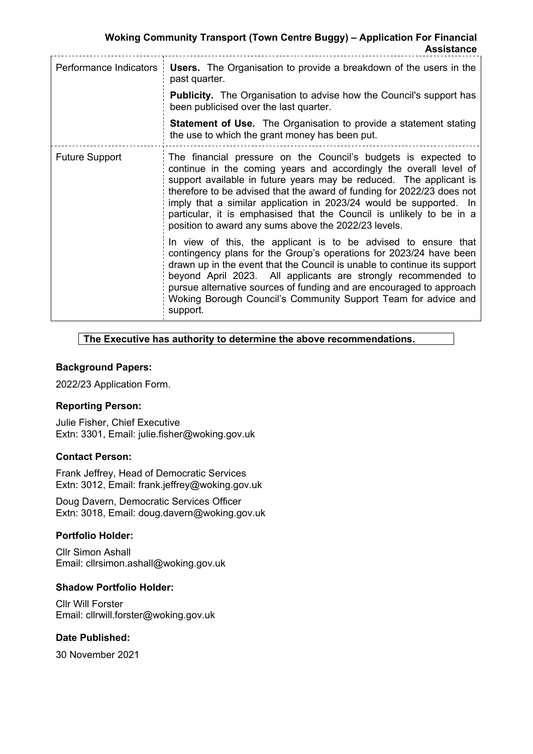| | |
|---|---|
| Performance Indicators | **Users.** The Organisation to provide a breakdown of the users in the past quarter.<br><br>**Publicity.** The Organisation to advise how the Council's support has been publicised over the last quarter.<br><br>**Statement of Use.** The Organisation to provide a statement stating the use to which the grant money has been put. |
| Future Support | The financial pressure on the Council's budgets is expected to continue in the coming years and accordingly the overall level of support available in future years may be reduced. The applicant is therefore to be advised that the award of funding for 2022/23 does not imply that a similar application in 2023/24 would be supported. In particular, it is emphasised that the Council is unlikely to be in a position to award any sums above the 2022/23 levels.<br><br>In view of this, the applicant is to be advised to ensure that contingency plans for the Group's operations for 2023/24 have been drawn up in the event that the Council is unable to continue its support beyond April 2023. All applicants are strongly recommended to pursue alternative sources of funding and are encouraged to approach Woking Borough Council's Community Support Team for advice and support. |

**The Executive has authority to determine the above recommendations.**

### Background Papers:

2022/23 Application Form.

### Reporting Person:

Julie Fisher, Chief Executive
Extn: 3301, Email: julie.fisher@woking.gov.uk

### Contact Person:

Frank Jeffrey, Head of Democratic Services
Extn: 3012, Email: frank.jeffrey@woking.gov.uk

Doug Davern, Democratic Services Officer
Extn: 3018, Email: doug.davern@woking.gov.uk

### Portfolio Holder:

Cllr Simon Ashall
Email: cllrsimon.ashall@woking.gov.uk

### Shadow Portfolio Holder:

Cllr Will Forster
Email: cllrwill.forster@woking.gov.uk

### Date Published:

30 November 2021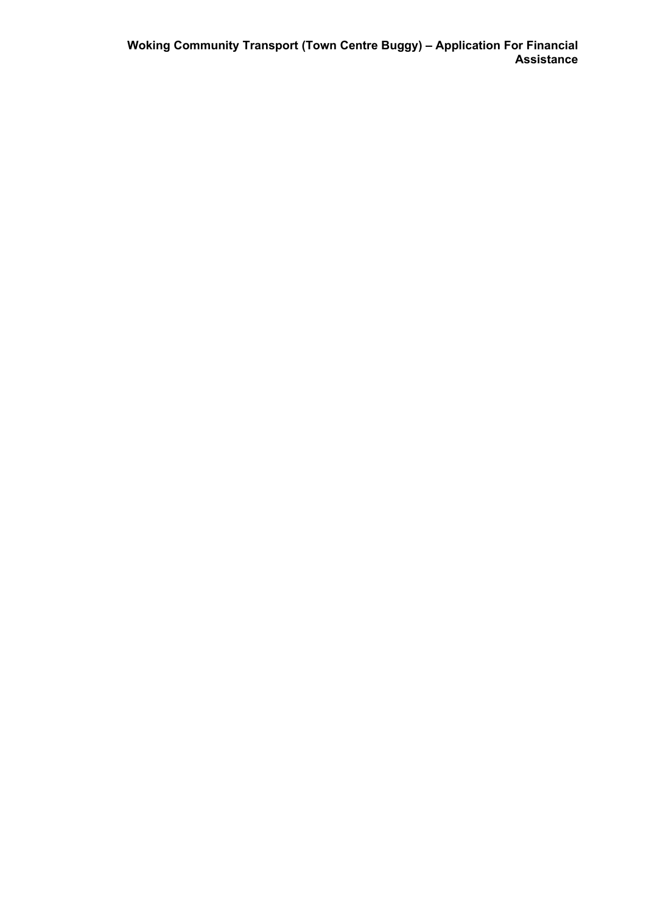**Woking Community Transport (Town Centre Buggy) – Application For Financial Assistance**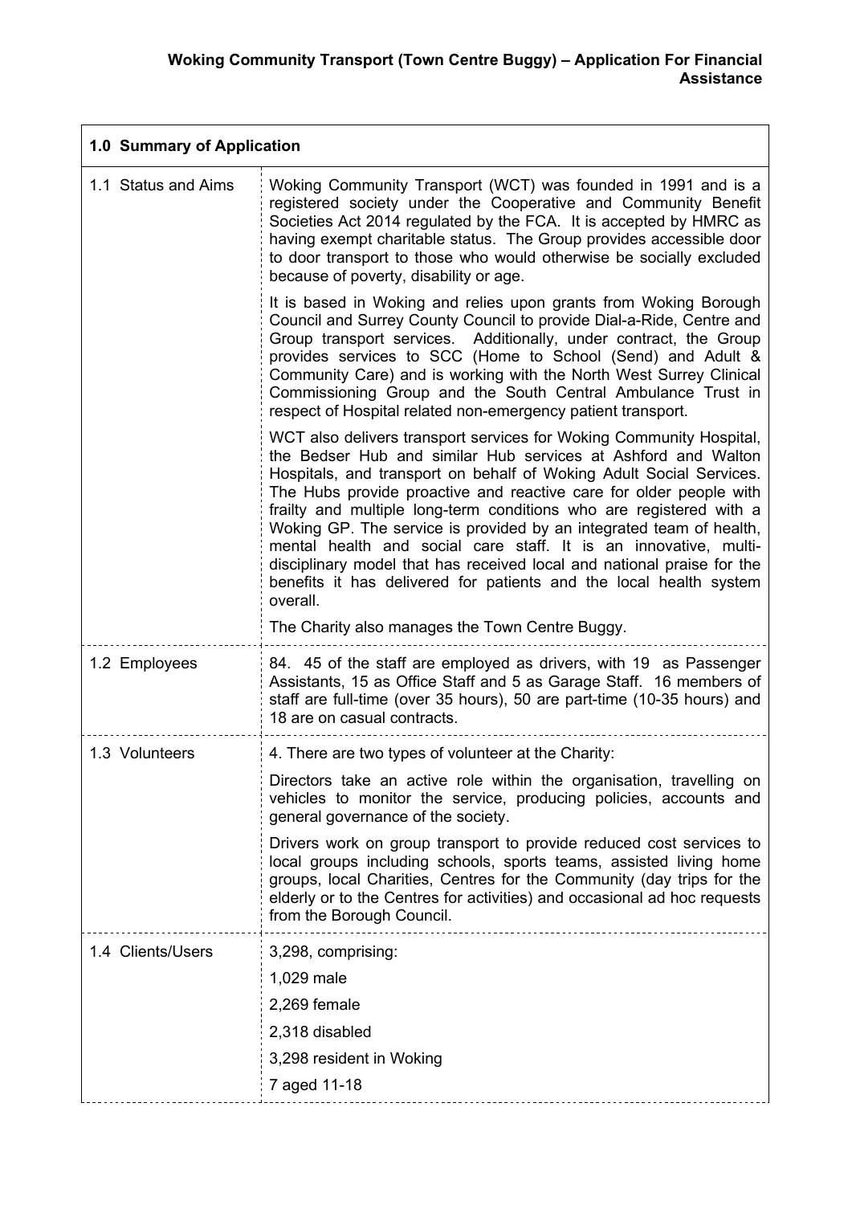**Woking Community Transport (Town Centre Buggy) – Application For Financial Assistance**

| 1.0 Summary of Application | |
|---|---|
| 1.1 Status and Aims | Woking Community Transport (WCT) was founded in 1991 and is a registered society under the Cooperative and Community Benefit Societies Act 2014 regulated by the FCA. It is accepted by HMRC as having exempt charitable status. The Group provides accessible door to door transport to those who would otherwise be socially excluded because of poverty, disability or age.<br><br>It is based in Woking and relies upon grants from Woking Borough Council and Surrey County Council to provide Dial-a-Ride, Centre and Group transport services. Additionally, under contract, the Group provides services to SCC (Home to School (Send) and Adult & Community Care) and is working with the North West Surrey Clinical Commissioning Group and the South Central Ambulance Trust in respect of Hospital related non-emergency patient transport.<br><br>WCT also delivers transport services for Woking Community Hospital, the Bedser Hub and similar Hub services at Ashford and Walton Hospitals, and transport on behalf of Woking Adult Social Services. The Hubs provide proactive and reactive care for older people with frailty and multiple long-term conditions who are registered with a Woking GP. The service is provided by an integrated team of health, mental health and social care staff. It is an innovative, multi-disciplinary model that has received local and national praise for the benefits it has delivered for patients and the local health system overall.<br><br>The Charity also manages the Town Centre Buggy. |
| 1.2 Employees | 84. 45 of the staff are employed as drivers, with 19 as Passenger Assistants, 15 as Office Staff and 5 as Garage Staff. 16 members of staff are full-time (over 35 hours), 50 are part-time (10-35 hours) and 18 are on casual contracts. |
| 1.3 Volunteers | 4. There are two types of volunteer at the Charity:<br><br>Directors take an active role within the organisation, travelling on vehicles to monitor the service, producing policies, accounts and general governance of the society.<br><br>Drivers work on group transport to provide reduced cost services to local groups including schools, sports teams, assisted living home groups, local Charities, Centres for the Community (day trips for the elderly or to the Centres for activities) and occasional ad hoc requests from the Borough Council. |
| 1.4 Clients/Users | 3,298, comprising:<br>1,029 male<br>2,269 female<br>2,318 disabled<br>3,298 resident in Woking<br>7 aged 11-18 |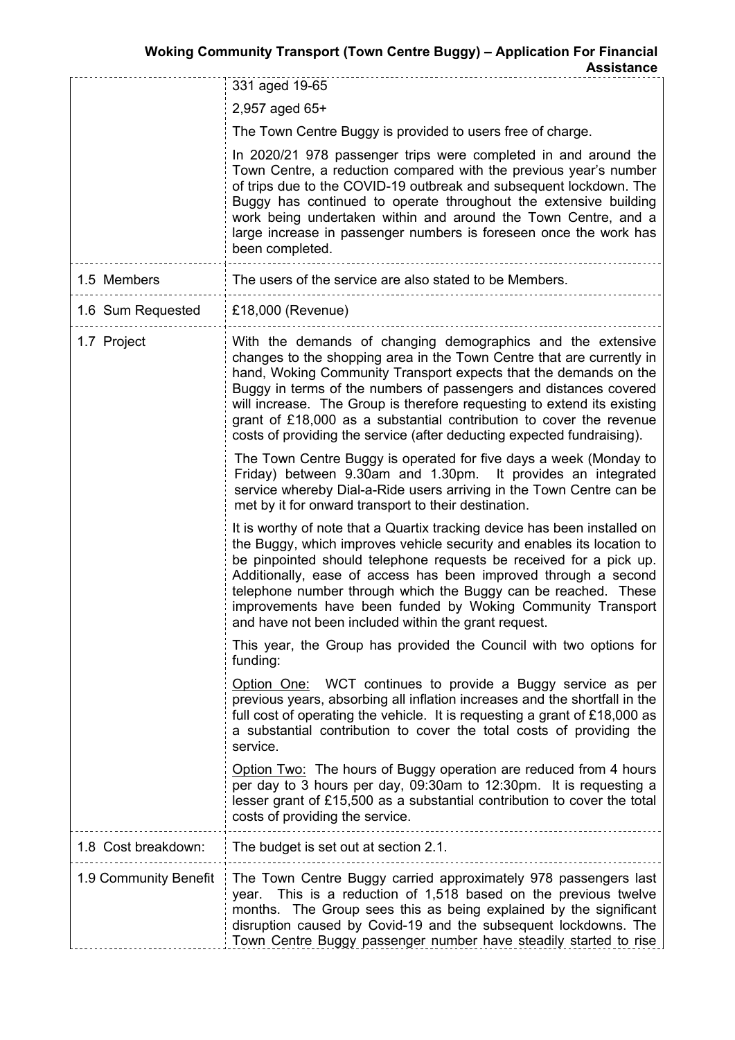| | |
|---|---|
| | 331 aged 19-65<br><br>2,957 aged 65+<br><br>The Town Centre Buggy is provided to users free of charge.<br><br>In 2020/21 978 passenger trips were completed in and around the Town Centre, a reduction compared with the previous year's number of trips due to the COVID-19 outbreak and subsequent lockdown. The Buggy has continued to operate throughout the extensive building work being undertaken within and around the Town Centre, and a large increase in passenger numbers is foreseen once the work has been completed. |
| 1.5 Members | The users of the service are also stated to be Members. |
| 1.6 Sum Requested | £18,000 (Revenue) |
| 1.7 Project | With the demands of changing demographics and the extensive changes to the shopping area in the Town Centre that are currently in hand, Woking Community Transport expects that the demands on the Buggy in terms of the numbers of passengers and distances covered will increase. The Group is therefore requesting to extend its existing grant of £18,000 as a substantial contribution to cover the revenue costs of providing the service (after deducting expected fundraising).<br><br>The Town Centre Buggy is operated for five days a week (Monday to Friday) between 9.30am and 1.30pm. It provides an integrated service whereby Dial-a-Ride users arriving in the Town Centre can be met by it for onward transport to their destination.<br><br>It is worthy of note that a Quartix tracking device has been installed on the Buggy, which improves vehicle security and enables its location to be pinpointed should telephone requests be received for a pick up. Additionally, ease of access has been improved through a second telephone number through which the Buggy can be reached. These improvements have been funded by Woking Community Transport and have not been included within the grant request.<br><br>This year, the Group has provided the Council with two options for funding:<br><br><u>Option One:</u> WCT continues to provide a Buggy service as per previous years, absorbing all inflation increases and the shortfall in the full cost of operating the vehicle. It is requesting a grant of £18,000 as a substantial contribution to cover the total costs of providing the service.<br><br><u>Option Two:</u> The hours of Buggy operation are reduced from 4 hours per day to 3 hours per day, 09:30am to 12:30pm. It is requesting a lesser grant of £15,500 as a substantial contribution to cover the total costs of providing the service. |
| 1.8 Cost breakdown: | The budget is set out at section 2.1. |
| 1.9 Community Benefit | The Town Centre Buggy carried approximately 978 passengers last year. This is a reduction of 1,518 based on the previous twelve months. The Group sees this as being explained by the significant disruption caused by Covid-19 and the subsequent lockdowns. The Town Centre Buggy passenger number have steadily started to rise |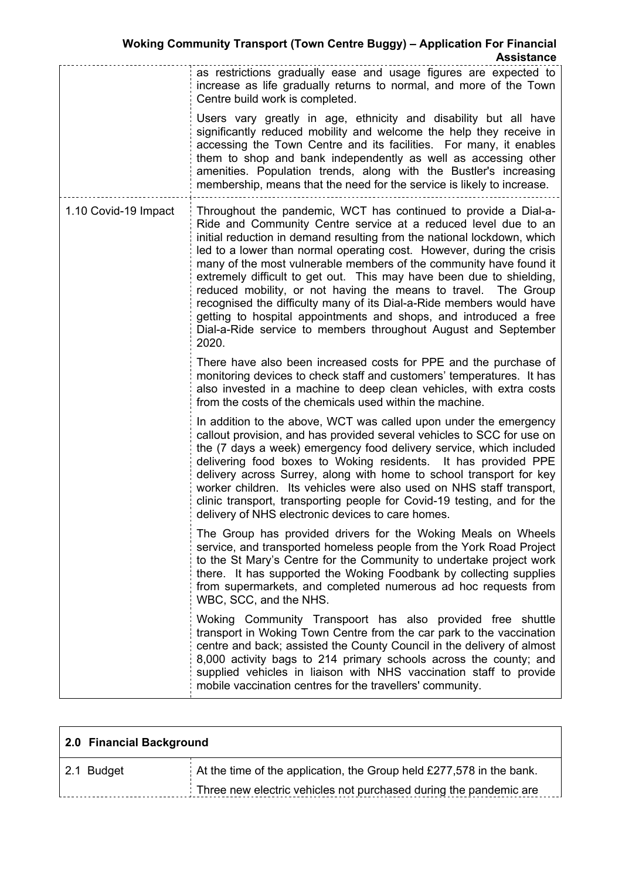| | |
|---|---|
| | as restrictions gradually ease and usage figures are expected to increase as life gradually returns to normal, and more of the Town Centre build work is completed.<br><br>Users vary greatly in age, ethnicity and disability but all have significantly reduced mobility and welcome the help they receive in accessing the Town Centre and its facilities. For many, it enables them to shop and bank independently as well as accessing other amenities. Population trends, along with the Bustler's increasing membership, means that the need for the service is likely to increase. |
| 1.10 Covid-19 Impact | Throughout the pandemic, WCT has continued to provide a Dial-a-Ride and Community Centre service at a reduced level due to an initial reduction in demand resulting from the national lockdown, which led to a lower than normal operating cost. However, during the crisis many of the most vulnerable members of the community have found it extremely difficult to get out. This may have been due to shielding, reduced mobility, or not having the means to travel. The Group recognised the difficulty many of its Dial-a-Ride members would have getting to hospital appointments and shops, and introduced a free Dial-a-Ride service to members throughout August and September 2020.<br><br>There have also been increased costs for PPE and the purchase of monitoring devices to check staff and customers' temperatures. It has also invested in a machine to deep clean vehicles, with extra costs from the costs of the chemicals used within the machine.<br><br>In addition to the above, WCT was called upon under the emergency callout provision, and has provided several vehicles to SCC for use on the (7 days a week) emergency food delivery service, which included delivering food boxes to Woking residents. It has provided PPE delivery across Surrey, along with home to school transport for key worker children. Its vehicles were also used on NHS staff transport, clinic transport, transporting people for Covid-19 testing, and for the delivery of NHS electronic devices to care homes.<br><br>The Group has provided drivers for the Woking Meals on Wheels service, and transported homeless people from the York Road Project to the St Mary's Centre for the Community to undertake project work there. It has supported the Woking Foodbank by collecting supplies from supermarkets, and completed numerous ad hoc requests from WBC, SCC, and the NHS.<br><br>Woking Community Transpoort has also provided free shuttle transport in Woking Town Centre from the car park to the vaccination centre and back; assisted the County Council in the delivery of almost 8,000 activity bags to 214 primary schools across the county; and supplied vehicles in liaison with NHS vaccination staff to provide mobile vaccination centres for the travellers' community. |

| **2.0 Financial Background** | |
|---|---|
| 2.1 Budget | At the time of the application, the Group held £277,578 in the bank.<br><br>Three new electric vehicles not purchased during the pandemic are |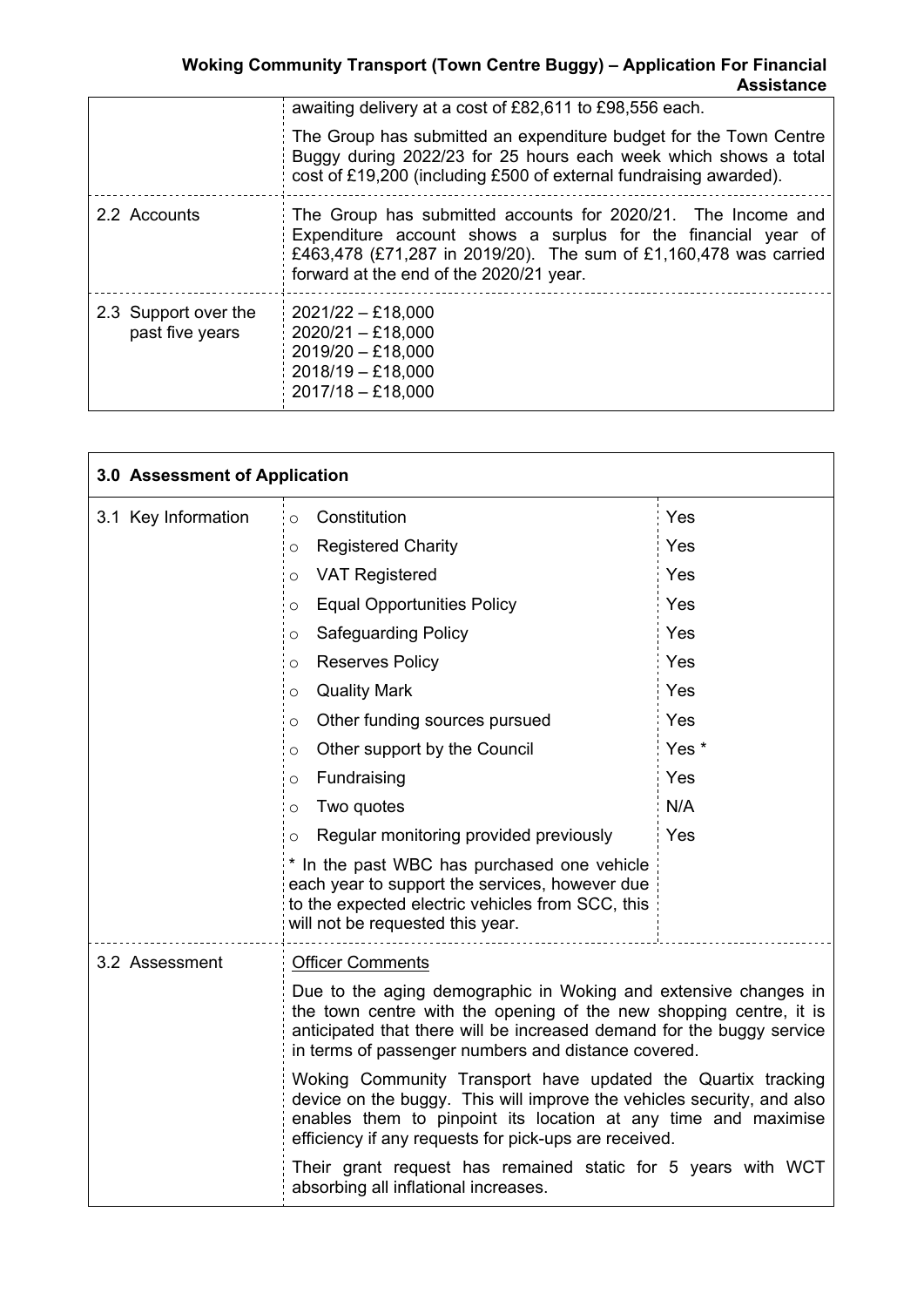| | |
|---|---|
| | awaiting delivery at a cost of £82,611 to £98,556 each.<br><br>The Group has submitted an expenditure budget for the Town Centre Buggy during 2022/23 for 25 hours each week which shows a total cost of £19,200 (including £500 of external fundraising awarded). |
| 2.2 Accounts | The Group has submitted accounts for 2020/21. The Income and Expenditure account shows a surplus for the financial year of £463,478 (£71,287 in 2019/20). The sum of £1,160,478 was carried forward at the end of the 2020/21 year. |
| 2.3 Support over the past five years | 2021/22 – £18,000<br>2020/21 – £18,000<br>2019/20 – £18,000<br>2018/19 – £18,000<br>2017/18 – £18,000 |

| **3.0 Assessment of Application** | | |
|---|---|---|
| 3.1 Key Information | ○ Constitution | Yes |
| | ○ Registered Charity | Yes |
| | ○ VAT Registered | Yes |
| | ○ Equal Opportunities Policy | Yes |
| | ○ Safeguarding Policy | Yes |
| | ○ Reserves Policy | Yes |
| | ○ Quality Mark | Yes |
| | ○ Other funding sources pursued | Yes |
| | ○ Other support by the Council | Yes * |
| | ○ Fundraising | Yes |
| | ○ Two quotes | N/A |
| | ○ Regular monitoring provided previously | Yes |
| | * In the past WBC has purchased one vehicle each year to support the services, however due to the expected electric vehicles from SCC, this will not be requested this year. | |
| 3.2 Assessment | <u>Officer Comments</u><br><br>Due to the aging demographic in Woking and extensive changes in the town centre with the opening of the new shopping centre, it is anticipated that there will be increased demand for the buggy service in terms of passenger numbers and distance covered.<br><br>Woking Community Transport have updated the Quartix tracking device on the buggy. This will improve the vehicles security, and also enables them to pinpoint its location at any time and maximise efficiency if any requests for pick-ups are received.<br><br>Their grant request has remained static for 5 years with WCT absorbing all inflational increases. | |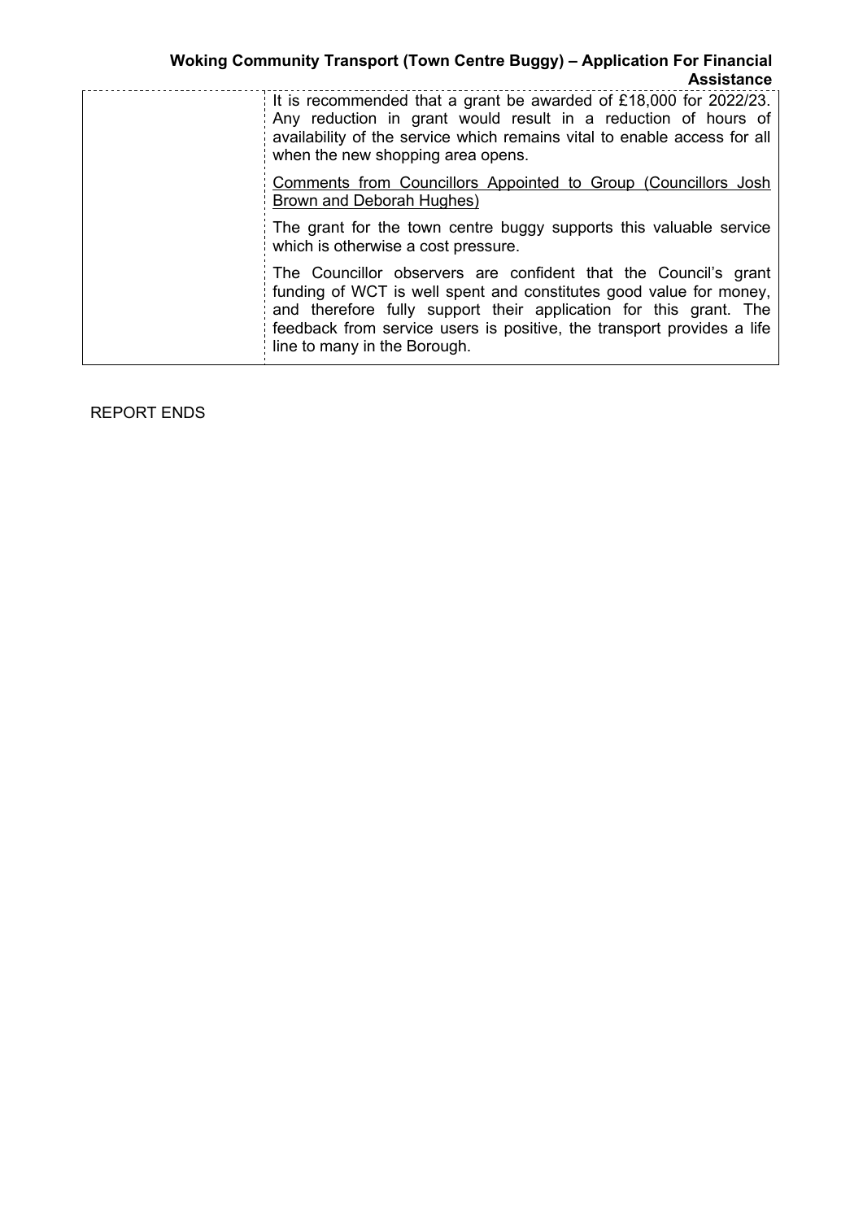| | |
|---|---|
| | It is recommended that a grant be awarded of £18,000 for 2022/23. Any reduction in grant would result in a reduction of hours of availability of the service which remains vital to enable access for all when the new shopping area opens.<br><br><u>Comments from Councillors Appointed to Group (Councillors Josh Brown and Deborah Hughes)</u><br><br>The grant for the town centre buggy supports this valuable service which is otherwise a cost pressure.<br><br>The Councillor observers are confident that the Council's grant funding of WCT is well spent and constitutes good value for money, and therefore fully support their application for this grant. The feedback from service users is positive, the transport provides a life line to many in the Borough. |

REPORT ENDS